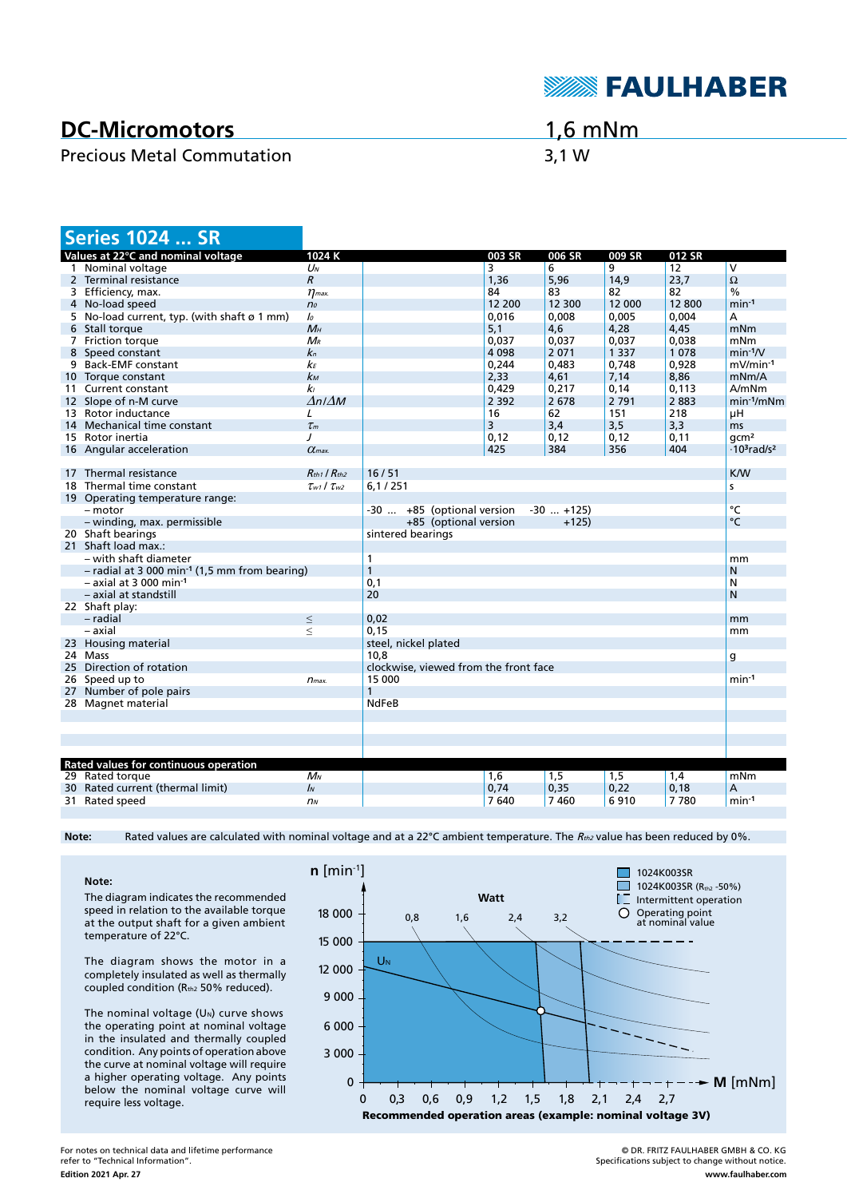# DC-Micromotors

Precious Metal Commutation

**1,6 mNm**

**3,1 W**

## Series 1024 ... SR

| Values at 22°C and nominal voltage | | 1024 K | | 003 SR | 006 SR | 009 SR | 012 SR | |
|---|---|---|---|---|---|---|---|---|
| 1 | Nominal voltage | $U_N$ | | 3 | 6 | 9 | 12 | V |
| 2 | Terminal resistance | $R$ | | 1,36 | 5,96 | 14,9 | 23,7 | Ω |
| 3 | Efficiency, max. | $\eta_{max.}$ | | 84 | 83 | 82 | 82 | % |
| 4 | No-load speed | $n_0$ | | 12 200 | 12 300 | 12 000 | 12 800 | min⁻¹ |
| 5 | No-load current, typ. (with shaft ø 1 mm) | $I_0$ | | 0,016 | 0,008 | 0,005 | 0,004 | A |
| 6 | Stall torque | $M_H$ | | 5,1 | 4,6 | 4,28 | 4,45 | mNm |
| 7 | Friction torque | $M_R$ | | 0,037 | 0,037 | 0,037 | 0,038 | mNm |
| 8 | Speed constant | $k_n$ | | 4 098 | 2 071 | 1 337 | 1 078 | min⁻¹/V |
| 9 | Back-EMF constant | $k_E$ | | 0,244 | 0,483 | 0,748 | 0,928 | mV/min⁻¹ |
| 10 | Torque constant | $k_M$ | | 2,33 | 4,61 | 7,14 | 8,86 | mNm/A |
| 11 | Current constant | $k_I$ | | 0,429 | 0,217 | 0,14 | 0,113 | A/mNm |
| 12 | Slope of n-M curve | $\Delta n/\Delta M$ | | 2 392 | 2 678 | 2 791 | 2 883 | min⁻¹/mNm |
| 13 | Rotor inductance | $L$ | | 16 | 62 | 151 | 218 | µH |
| 14 | Mechanical time constant | $\tau_m$ | | 3 | 3,4 | 3,5 | 3,3 | ms |
| 15 | Rotor inertia | $J$ | | 0,12 | 0,12 | 0,12 | 0,11 | gcm² |
| 16 | Angular acceleration | $\alpha_{max.}$ | | 425 | 384 | 356 | 404 | ·10³rad/s² |
| 17 | Thermal resistance | $R_{th1}$ / $R_{th2}$ | 16 / 51 | | | | | K/W |
| 18 | Thermal time constant | $\tau_{w1}$ / $\tau_{w2}$ | 6,1 / 251 | | | | | s |
| 19 | Operating temperature range: | | | | | | | |
| | – motor | | -30 ... +85 (optional version -30 ... +125) | | | | | °C |
| | – winding, max. permissible | | +85 (optional version +125) | | | | | °C |
| 20 | Shaft bearings | | sintered bearings | | | | | |
| 21 | Shaft load max.: | | | | | | | |
| | – with shaft diameter | | 1 | | | | | mm |
| | – radial at 3 000 min⁻¹ (1,5 mm from bearing) | | 1 | | | | | N |
| | – axial at 3 000 min⁻¹ | | 0,1 | | | | | N |
| | – axial at standstill | | 20 | | | | | N |
| 22 | Shaft play: | | | | | | | |
| | – radial | ≤ | 0,02 | | | | | mm |
| | – axial | ≤ | 0,15 | | | | | mm |
| 23 | Housing material | | steel, nickel plated | | | | | |
| 24 | Mass | | 10,8 | | | | | g |
| 25 | Direction of rotation | | clockwise, viewed from the front face | | | | | |
| 26 | Speed up to | $n_{max.}$ | 15 000 | | | | | min⁻¹ |
| 27 | Number of pole pairs | | 1 | | | | | |
| 28 | Magnet material | | NdFeB | | | | | |

| Rated values for continuous operation | | | | 003 SR | 006 SR | 009 SR | 012 SR | |
|---|---|---|---|---|---|---|---|---|
| 29 | Rated torque | $M_N$ | | 1,6 | 1,5 | 1,5 | 1,4 | mNm |
| 30 | Rated current (thermal limit) | $I_N$ | | 0,74 | 0,35 | 0,22 | 0,18 | A |
| 31 | Rated speed | $n_N$ | | 7 640 | 7 460 | 6 910 | 7 780 | min⁻¹ |

**Note:** Rated values are calculated with nominal voltage and at a 22°C ambient temperature. The $R_{th2}$ value has been reduced by 0%.

**Note:**

The diagram indicates the recommended speed in relation to the available torque at the output shaft for a given ambient temperature of 22°C.

The diagram shows the motor in a completely insulated as well as thermally coupled condition ($R_{th2}$ 50% reduced).

The nominal voltage ($U_N$) curve shows the operating point at nominal voltage in the insulated and thermally coupled condition. Any points of operation above the curve at nominal voltage will require a higher operating voltage. Any points below the nominal voltage curve will require less voltage.

Legend: 1024K003SR; 1024K003SR ($R_{th2}$ -50%); Intermittent operation; Operating point at nominal value

Axes: n [min⁻¹] (0 – 18 000); M [mNm] (0 – 2,7); Watt: 0,8; 1,6; 2,4; 3,2; $U_N$

**Recommended operation areas (example: nominal voltage 3V)**

For notes on technical data and lifetime performance refer to "Technical Information".

**Edition 2021 Apr. 27**

© DR. FRITZ FAULHABER GMBH & CO. KG
Specifications subject to change without notice.
**www.faulhaber.com**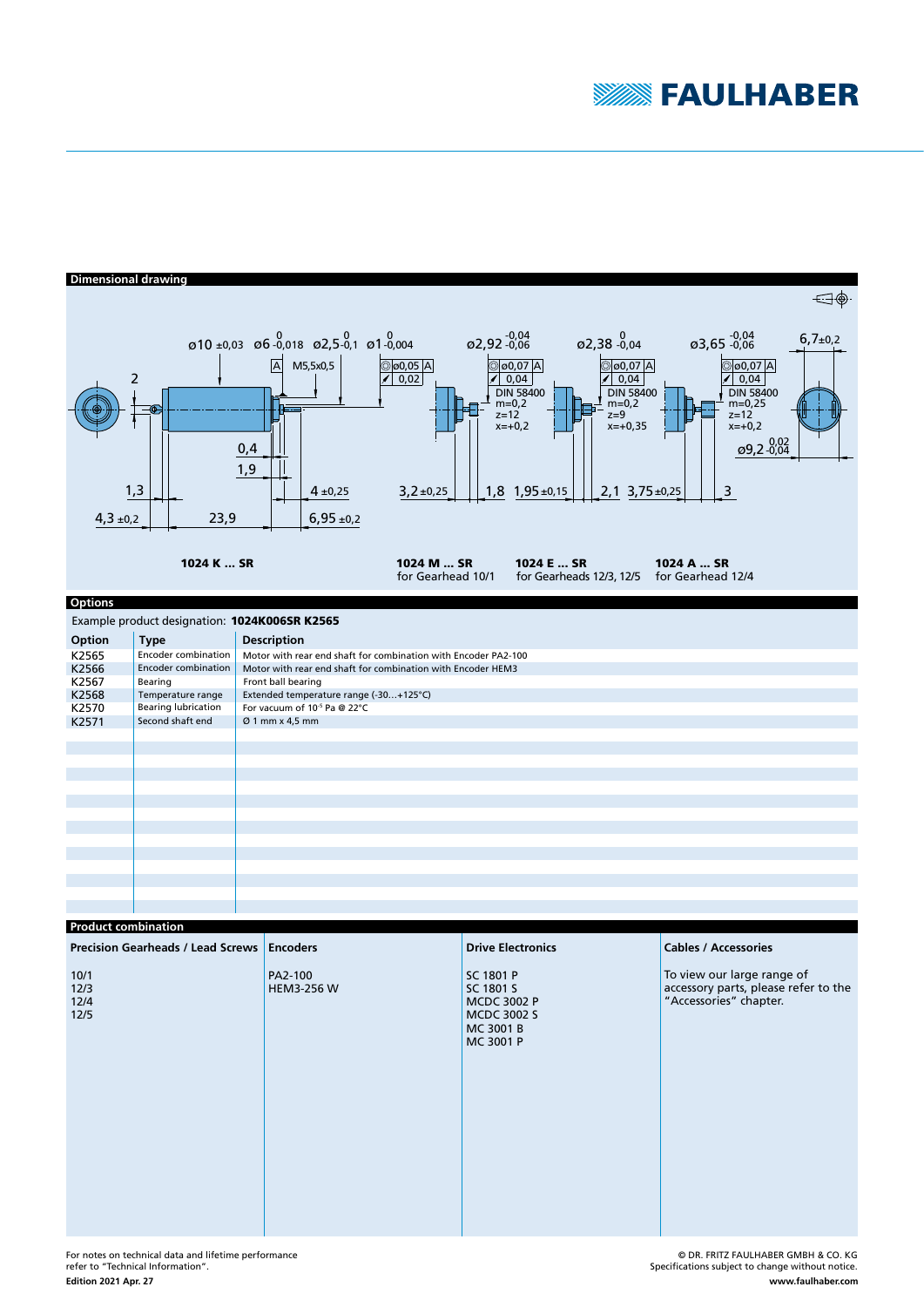## Dimensional drawing

ø10 ±0,03 ø6 0/-0,018 ø2,5 0/-0,1 ø1 0/-0,004

ø2,92 -0,04/-0,06 ø2,38 0/-0,04 ø3,65 -0,04/-0,06 6,7±0,2

A M5,5x0,5 ◎ø0,05 A ⁄ 0,02

◎ø0,07 A ⁄ 0,04 DIN 58400 m=0,2 z=12 x=+0,2

◎ø0,07 A ⁄ 0,04 DIN 58400 m=0,2 z=9 x=+0,35

◎ø0,07 A ⁄ 0,04 DIN 58400 m=0,25 z=12 x=+0,2

2 0,4 1,9 1,3 4 ±0,25 4,3 ±0,2 23,9 6,95 ±0,2

3,2 ±0,25 1,8 1,95 ±0,15 2,1 3,75 ±0,25 3

ø9,2 0,02/-0,04

**1024 K ... SR**

**1024 M ... SR** for Gearhead 10/1

**1024 E ... SR** for Gearheads 12/3, 12/5

**1024 A ... SR** for Gearhead 12/4

## Options

Example product designation: **1024K006SR K2565**

| Option | Type | Description |
|---|---|---|
| K2565 | Encoder combination | Motor with rear end shaft for combination with Encoder PA2-100 |
| K2566 | Encoder combination | Motor with rear end shaft for combination with Encoder HEM3 |
| K2567 | Bearing | Front ball bearing |
| K2568 | Temperature range | Extended temperature range (-30...+125°C) |
| K2570 | Bearing lubrication | For vacuum of $10^{-5}$ Pa @ 22°C |
| K2571 | Second shaft end | Ø 1 mm x 4,5 mm |

## Product combination

| Precision Gearheads / Lead Screws | Encoders | Drive Electronics | Cables / Accessories |
|---|---|---|---|
| 10/1<br>12/3<br>12/4<br>12/5 | PA2-100<br>HEM3-256 W | SC 1801 P<br>SC 1801 S<br>MCDC 3002 P<br>MCDC 3002 S<br>MC 3001 B<br>MC 3001 P | To view our large range of accessory parts, please refer to the "Accessories" chapter. |

For notes on technical data and lifetime performance refer to "Technical Information".

**Edition 2021 Apr. 27**

© DR. FRITZ FAULHABER GMBH & CO. KG
Specifications subject to change without notice.
**www.faulhaber.com**